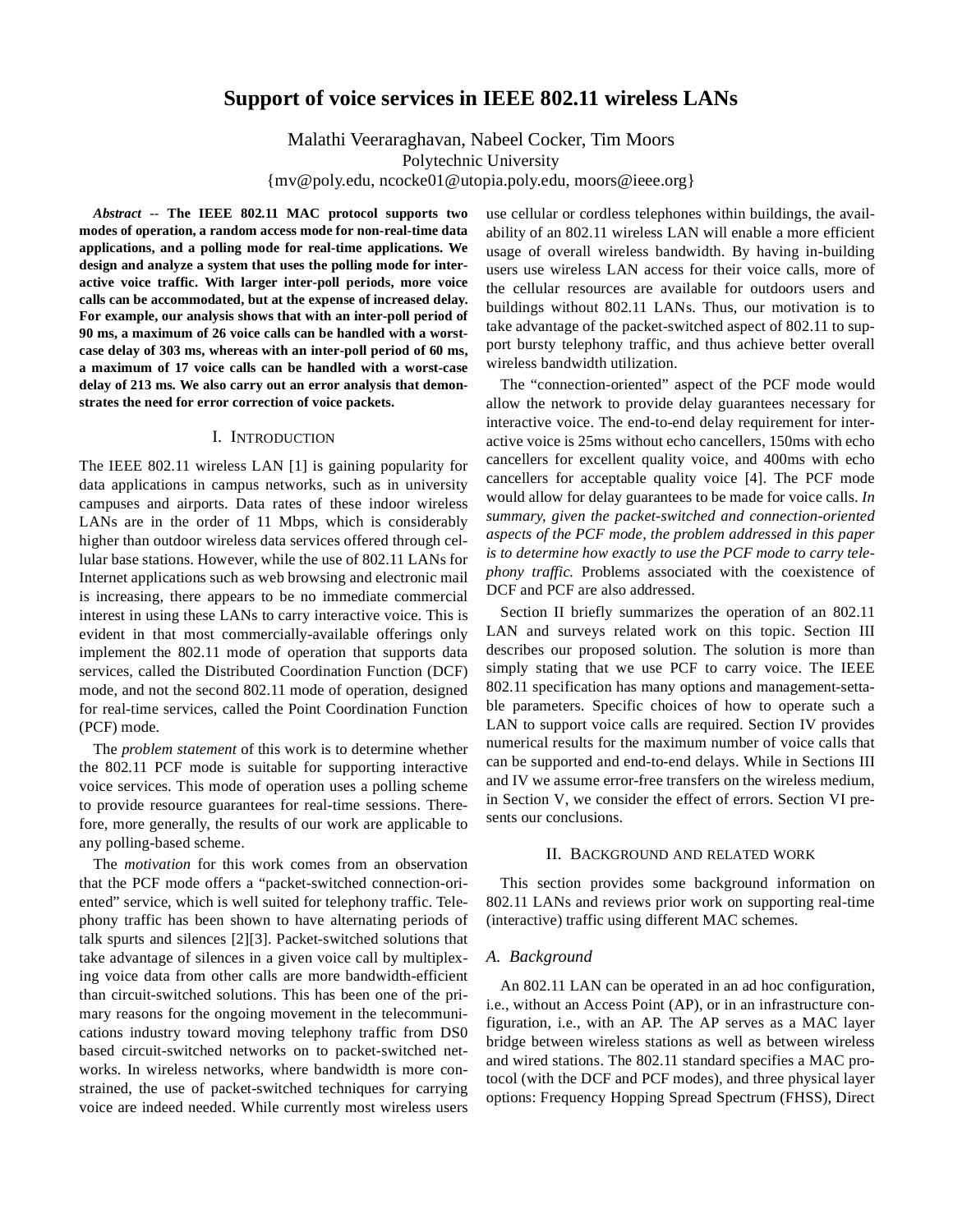# Support of voice services in IEEE 802.11 wireless LANs

Malathi Veeraraghavan, Nabeel Cocker, Tim Moors
Polytechnic University
{mv@poly.edu, ncocke01@utopia.poly.edu, moors@ieee.org}

***Abstract*** -- **The IEEE 802.11 MAC protocol supports two modes of operation, a random access mode for non-real-time data applications, and a polling mode for real-time applications. We design and analyze a system that uses the polling mode for interactive voice traffic. With larger inter-poll periods, more voice calls can be accommodated, but at the expense of increased delay. For example, our analysis shows that with an inter-poll period of 90 ms, a maximum of 26 voice calls can be handled with a worst-case delay of 303 ms, whereas with an inter-poll period of 60 ms, a maximum of 17 voice calls can be handled with a worst-case delay of 213 ms. We also carry out an error analysis that demonstrates the need for error correction of voice packets.**

## I. INTRODUCTION

The IEEE 802.11 wireless LAN [1] is gaining popularity for data applications in campus networks, such as in university campuses and airports. Data rates of these indoor wireless LANs are in the order of 11 Mbps, which is considerably higher than outdoor wireless data services offered through cellular base stations. However, while the use of 802.11 LANs for Internet applications such as web browsing and electronic mail is increasing, there appears to be no immediate commercial interest in using these LANs to carry interactive voice. This is evident in that most commercially-available offerings only implement the 802.11 mode of operation that supports data services, called the Distributed Coordination Function (DCF) mode, and not the second 802.11 mode of operation, designed for real-time services, called the Point Coordination Function (PCF) mode.

The *problem statement* of this work is to determine whether the 802.11 PCF mode is suitable for supporting interactive voice services. This mode of operation uses a polling scheme to provide resource guarantees for real-time sessions. Therefore, more generally, the results of our work are applicable to any polling-based scheme.

The *motivation* for this work comes from an observation that the PCF mode offers a "packet-switched connection-oriented" service, which is well suited for telephony traffic. Telephony traffic has been shown to have alternating periods of talk spurts and silences [2][3]. Packet-switched solutions that take advantage of silences in a given voice call by multiplexing voice data from other calls are more bandwidth-efficient than circuit-switched solutions. This has been one of the primary reasons for the ongoing movement in the telecommunications industry toward moving telephony traffic from DS0 based circuit-switched networks on to packet-switched networks. In wireless networks, where bandwidth is more constrained, the use of packet-switched techniques for carrying voice are indeed needed. While currently most wireless users use cellular or cordless telephones within buildings, the availability of an 802.11 wireless LAN will enable a more efficient usage of overall wireless bandwidth. By having in-building users use wireless LAN access for their voice calls, more of the cellular resources are available for outdoors users and buildings without 802.11 LANs. Thus, our motivation is to take advantage of the packet-switched aspect of 802.11 to support bursty telephony traffic, and thus achieve better overall wireless bandwidth utilization.

The "connection-oriented" aspect of the PCF mode would allow the network to provide delay guarantees necessary for interactive voice. The end-to-end delay requirement for interactive voice is 25ms without echo cancellers, 150ms with echo cancellers for excellent quality voice, and 400ms with echo cancellers for acceptable quality voice [4]. The PCF mode would allow for delay guarantees to be made for voice calls. *In summary, given the packet-switched and connection-oriented aspects of the PCF mode, the problem addressed in this paper is to determine how exactly to use the PCF mode to carry telephony traffic.* Problems associated with the coexistence of DCF and PCF are also addressed.

Section II briefly summarizes the operation of an 802.11 LAN and surveys related work on this topic. Section III describes our proposed solution. The solution is more than simply stating that we use PCF to carry voice. The IEEE 802.11 specification has many options and management-settable parameters. Specific choices of how to operate such a LAN to support voice calls are required. Section IV provides numerical results for the maximum number of voice calls that can be supported and end-to-end delays. While in Sections III and IV we assume error-free transfers on the wireless medium, in Section V, we consider the effect of errors. Section VI presents our conclusions.

## II. BACKGROUND AND RELATED WORK

This section provides some background information on 802.11 LANs and reviews prior work on supporting real-time (interactive) traffic using different MAC schemes.

### A. Background

An 802.11 LAN can be operated in an ad hoc configuration, i.e., without an Access Point (AP), or in an infrastructure configuration, i.e., with an AP. The AP serves as a MAC layer bridge between wireless stations as well as between wireless and wired stations. The 802.11 standard specifies a MAC protocol (with the DCF and PCF modes), and three physical layer options: Frequency Hopping Spread Spectrum (FHSS), Direct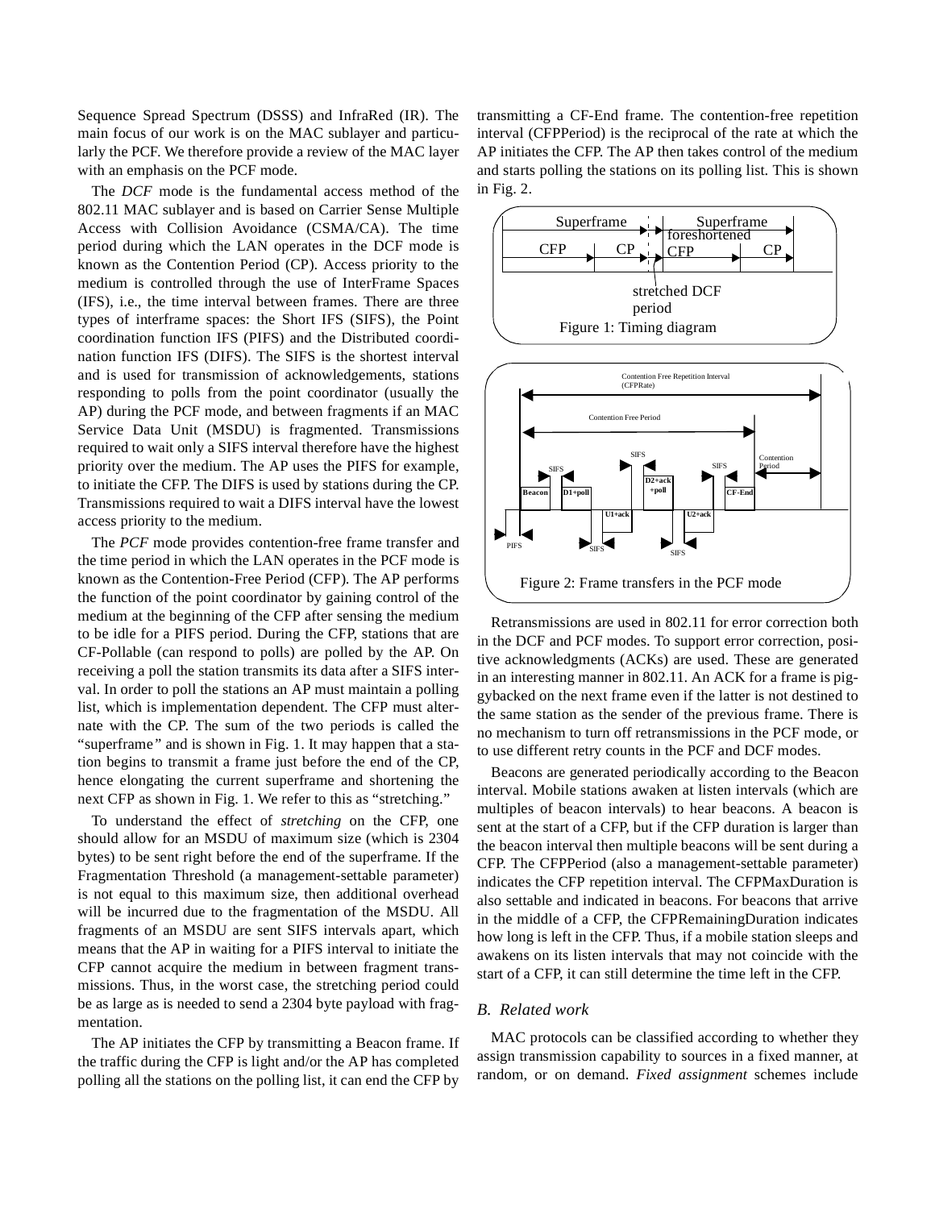Sequence Spread Spectrum (DSSS) and InfraRed (IR). The main focus of our work is on the MAC sublayer and particularly the PCF. We therefore provide a review of the MAC layer with an emphasis on the PCF mode.

The *DCF* mode is the fundamental access method of the 802.11 MAC sublayer and is based on Carrier Sense Multiple Access with Collision Avoidance (CSMA/CA). The time period during which the LAN operates in the DCF mode is known as the Contention Period (CP). Access priority to the medium is controlled through the use of InterFrame Spaces (IFS), i.e., the time interval between frames. There are three types of interframe spaces: the Short IFS (SIFS), the Point coordination function IFS (PIFS) and the Distributed coordination function IFS (DIFS). The SIFS is the shortest interval and is used for transmission of acknowledgements, stations responding to polls from the point coordinator (usually the AP) during the PCF mode, and between fragments if an MAC Service Data Unit (MSDU) is fragmented. Transmissions required to wait only a SIFS interval therefore have the highest priority over the medium. The AP uses the PIFS for example, to initiate the CFP. The DIFS is used by stations during the CP. Transmissions required to wait a DIFS interval have the lowest access priority to the medium.

The *PCF* mode provides contention-free frame transfer and the time period in which the LAN operates in the PCF mode is known as the Contention-Free Period (CFP). The AP performs the function of the point coordinator by gaining control of the medium at the beginning of the CFP after sensing the medium to be idle for a PIFS period. During the CFP, stations that are CF-Pollable (can respond to polls) are polled by the AP. On receiving a poll the station transmits its data after a SIFS interval. In order to poll the stations an AP must maintain a polling list, which is implementation dependent. The CFP must alternate with the CP. The sum of the two periods is called the "superframe" and is shown in Fig. 1. It may happen that a station begins to transmit a frame just before the end of the CP, hence elongating the current superframe and shortening the next CFP as shown in Fig. 1. We refer to this as "stretching."

To understand the effect of *stretching* on the CFP, one should allow for an MSDU of maximum size (which is 2304 bytes) to be sent right before the end of the superframe. If the Fragmentation Threshold (a management-settable parameter) is not equal to this maximum size, then additional overhead will be incurred due to the fragmentation of the MSDU. All fragments of an MSDU are sent SIFS intervals apart, which means that the AP in waiting for a PIFS interval to initiate the CFP cannot acquire the medium in between fragment transmissions. Thus, in the worst case, the stretching period could be as large as is needed to send a 2304 byte payload with fragmentation.

The AP initiates the CFP by transmitting a Beacon frame. If the traffic during the CFP is light and/or the AP has completed polling all the stations on the polling list, it can end the CFP by transmitting a CF-End frame. The contention-free repetition interval (CFPPeriod) is the reciprocal of the rate at which the AP initiates the CFP. The AP then takes control of the medium and starts polling the stations on its polling list. This is shown in Fig. 2.

Figure 1: Timing diagram

Figure 2: Frame transfers in the PCF mode

Retransmissions are used in 802.11 for error correction both in the DCF and PCF modes. To support error correction, positive acknowledgments (ACKs) are used. These are generated in an interesting manner in 802.11. An ACK for a frame is piggybacked on the next frame even if the latter is not destined to the same station as the sender of the previous frame. There is no mechanism to turn off retransmissions in the PCF mode, or to use different retry counts in the PCF and DCF modes.

Beacons are generated periodically according to the Beacon interval. Mobile stations awaken at listen intervals (which are multiples of beacon intervals) to hear beacons. A beacon is sent at the start of a CFP, but if the CFP duration is larger than the beacon interval then multiple beacons will be sent during a CFP. The CFPPeriod (also a management-settable parameter) indicates the CFP repetition interval. The CFPMaxDuration is also settable and indicated in beacons. For beacons that arrive in the middle of a CFP, the CFPRemainingDuration indicates how long is left in the CFP. Thus, if a mobile station sleeps and awakens on its listen intervals that may not coincide with the start of a CFP, it can still determine the time left in the CFP.

## *B. Related work*

MAC protocols can be classified according to whether they assign transmission capability to sources in a fixed manner, at random, or on demand. *Fixed assignment* schemes include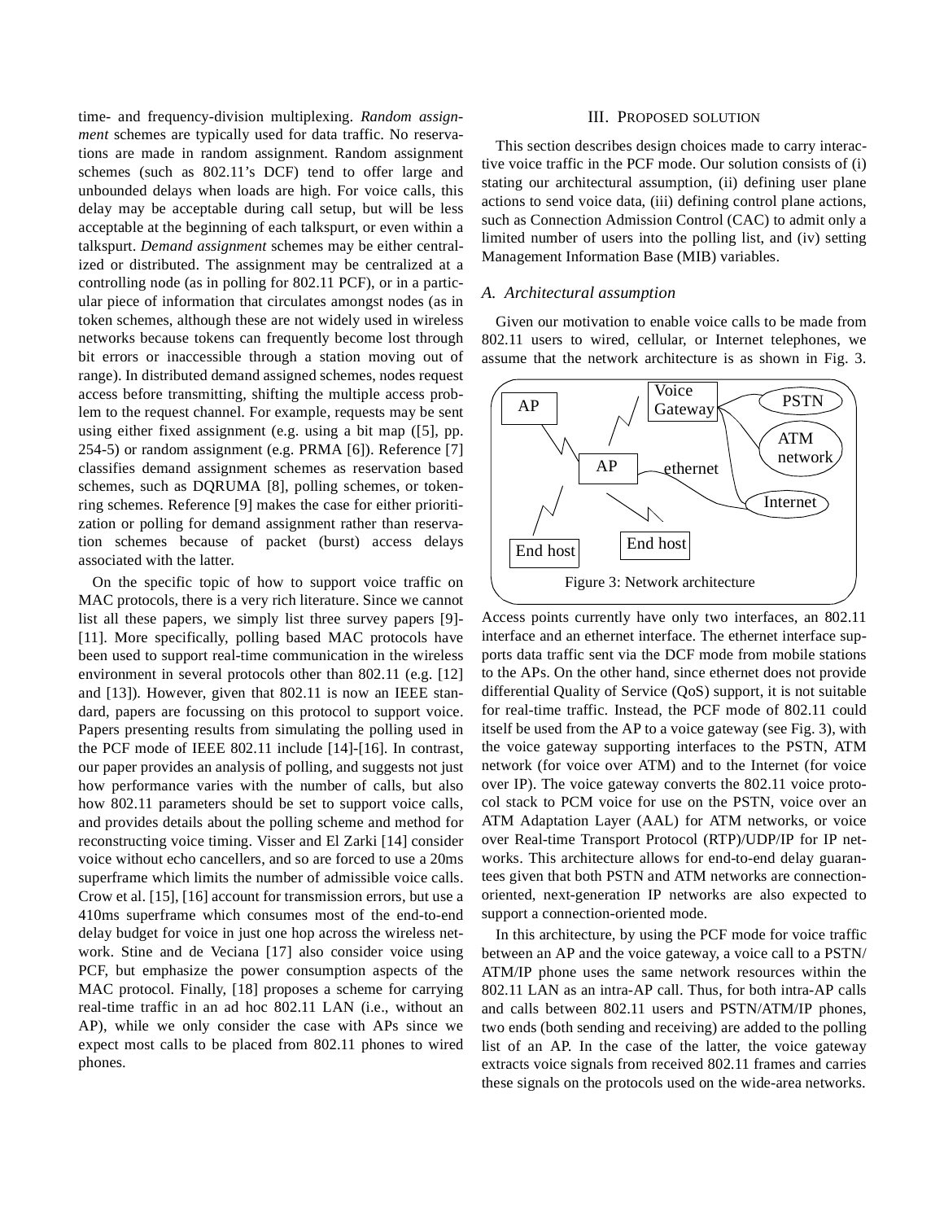time- and frequency-division multiplexing. *Random assignment* schemes are typically used for data traffic. No reservations are made in random assignment. Random assignment schemes (such as 802.11's DCF) tend to offer large and unbounded delays when loads are high. For voice calls, this delay may be acceptable during call setup, but will be less acceptable at the beginning of each talkspurt, or even within a talkspurt. *Demand assignment* schemes may be either centralized or distributed. The assignment may be centralized at a controlling node (as in polling for 802.11 PCF), or in a particular piece of information that circulates amongst nodes (as in token schemes, although these are not widely used in wireless networks because tokens can frequently become lost through bit errors or inaccessible through a station moving out of range). In distributed demand assigned schemes, nodes request access before transmitting, shifting the multiple access problem to the request channel. For example, requests may be sent using either fixed assignment (e.g. using a bit map ([5], pp. 254-5) or random assignment (e.g. PRMA [6]). Reference [7] classifies demand assignment schemes as reservation based schemes, such as DQRUMA [8], polling schemes, or token-ring schemes. Reference [9] makes the case for either prioritization or polling for demand assignment rather than reservation schemes because of packet (burst) access delays associated with the latter.

On the specific topic of how to support voice traffic on MAC protocols, there is a very rich literature. Since we cannot list all these papers, we simply list three survey papers [9]-[11]. More specifically, polling based MAC protocols have been used to support real-time communication in the wireless environment in several protocols other than 802.11 (e.g. [12] and [13]). However, given that 802.11 is now an IEEE standard, papers are focussing on this protocol to support voice. Papers presenting results from simulating the polling used in the PCF mode of IEEE 802.11 include [14]-[16]. In contrast, our paper provides an analysis of polling, and suggests not just how performance varies with the number of calls, but also how 802.11 parameters should be set to support voice calls, and provides details about the polling scheme and method for reconstructing voice timing. Visser and El Zarki [14] consider voice without echo cancellers, and so are forced to use a 20ms superframe which limits the number of admissible voice calls. Crow et al. [15], [16] account for transmission errors, but use a 410ms superframe which consumes most of the end-to-end delay budget for voice in just one hop across the wireless network. Stine and de Veciana [17] also consider voice using PCF, but emphasize the power consumption aspects of the MAC protocol. Finally, [18] proposes a scheme for carrying real-time traffic in an ad hoc 802.11 LAN (i.e., without an AP), while we only consider the case with APs since we expect most calls to be placed from 802.11 phones to wired phones.

## III. Proposed solution

This section describes design choices made to carry interactive voice traffic in the PCF mode. Our solution consists of (i) stating our architectural assumption, (ii) defining user plane actions to send voice data, (iii) defining control plane actions, such as Connection Admission Control (CAC) to admit only a limited number of users into the polling list, and (iv) setting Management Information Base (MIB) variables.

### A. Architectural assumption

Given our motivation to enable voice calls to be made from 802.11 users to wired, cellular, or Internet telephones, we assume that the network architecture is as shown in Fig. 3.

Figure 3: Network architecture

Access points currently have only two interfaces, an 802.11 interface and an ethernet interface. The ethernet interface supports data traffic sent via the DCF mode from mobile stations to the APs. On the other hand, since ethernet does not provide differential Quality of Service (QoS) support, it is not suitable for real-time traffic. Instead, the PCF mode of 802.11 could itself be used from the AP to a voice gateway (see Fig. 3), with the voice gateway supporting interfaces to the PSTN, ATM network (for voice over ATM) and to the Internet (for voice over IP). The voice gateway converts the 802.11 voice protocol stack to PCM voice for use on the PSTN, voice over an ATM Adaptation Layer (AAL) for ATM networks, or voice over Real-time Transport Protocol (RTP)/UDP/IP for IP networks. This architecture allows for end-to-end delay guarantees given that both PSTN and ATM networks are connection-oriented, next-generation IP networks are also expected to support a connection-oriented mode.

In this architecture, by using the PCF mode for voice traffic between an AP and the voice gateway, a voice call to a PSTN/ATM/IP phone uses the same network resources within the 802.11 LAN as an intra-AP call. Thus, for both intra-AP calls and calls between 802.11 users and PSTN/ATM/IP phones, two ends (both sending and receiving) are added to the polling list of an AP. In the case of the latter, the voice gateway extracts voice signals from received 802.11 frames and carries these signals on the protocols used on the wide-area networks.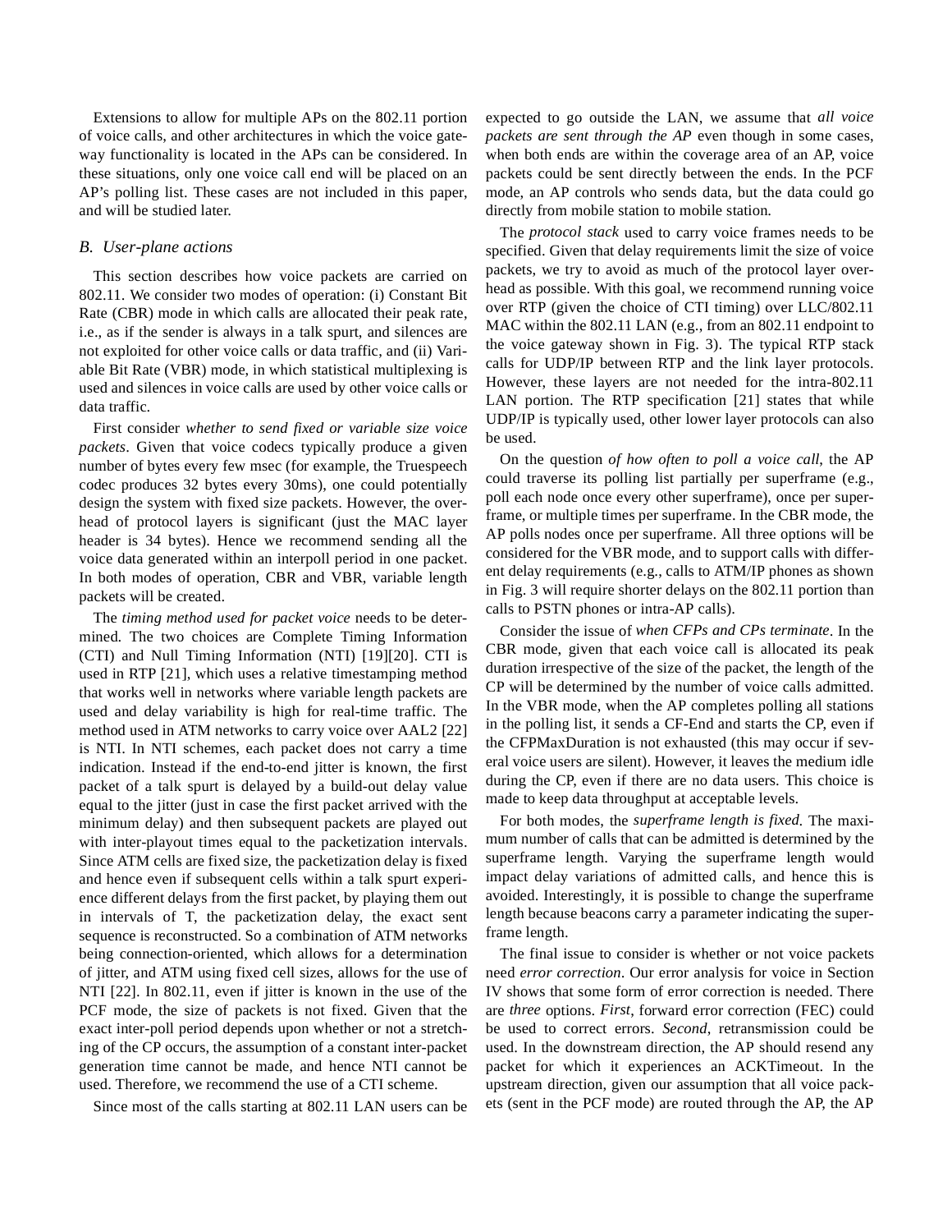Extensions to allow for multiple APs on the 802.11 portion of voice calls, and other architectures in which the voice gateway functionality is located in the APs can be considered. In these situations, only one voice call end will be placed on an AP's polling list. These cases are not included in this paper, and will be studied later.

### B. User-plane actions

This section describes how voice packets are carried on 802.11. We consider two modes of operation: (i) Constant Bit Rate (CBR) mode in which calls are allocated their peak rate, i.e., as if the sender is always in a talk spurt, and silences are not exploited for other voice calls or data traffic, and (ii) Variable Bit Rate (VBR) mode, in which statistical multiplexing is used and silences in voice calls are used by other voice calls or data traffic.

First consider *whether to send fixed or variable size voice packets*. Given that voice codecs typically produce a given number of bytes every few msec (for example, the Truespeech codec produces 32 bytes every 30ms), one could potentially design the system with fixed size packets. However, the overhead of protocol layers is significant (just the MAC layer header is 34 bytes). Hence we recommend sending all the voice data generated within an interpoll period in one packet. In both modes of operation, CBR and VBR, variable length packets will be created.

The *timing method used for packet voice* needs to be determined. The two choices are Complete Timing Information (CTI) and Null Timing Information (NTI) [19][20]. CTI is used in RTP [21], which uses a relative timestamping method that works well in networks where variable length packets are used and delay variability is high for real-time traffic. The method used in ATM networks to carry voice over AAL2 [22] is NTI. In NTI schemes, each packet does not carry a time indication. Instead if the end-to-end jitter is known, the first packet of a talk spurt is delayed by a build-out delay value equal to the jitter (just in case the first packet arrived with the minimum delay) and then subsequent packets are played out with inter-playout times equal to the packetization intervals. Since ATM cells are fixed size, the packetization delay is fixed and hence even if subsequent cells within a talk spurt experience different delays from the first packet, by playing them out in intervals of T, the packetization delay, the exact sent sequence is reconstructed. So a combination of ATM networks being connection-oriented, which allows for a determination of jitter, and ATM using fixed cell sizes, allows for the use of NTI [22]. In 802.11, even if jitter is known in the use of the PCF mode, the size of packets is not fixed. Given that the exact inter-poll period depends upon whether or not a stretching of the CP occurs, the assumption of a constant inter-packet generation time cannot be made, and hence NTI cannot be used. Therefore, we recommend the use of a CTI scheme.

Since most of the calls starting at 802.11 LAN users can be expected to go outside the LAN, we assume that *all voice packets are sent through the AP* even though in some cases, when both ends are within the coverage area of an AP, voice packets could be sent directly between the ends. In the PCF mode, an AP controls who sends data, but the data could go directly from mobile station to mobile station.

The *protocol stack* used to carry voice frames needs to be specified. Given that delay requirements limit the size of voice packets, we try to avoid as much of the protocol layer overhead as possible. With this goal, we recommend running voice over RTP (given the choice of CTI timing) over LLC/802.11 MAC within the 802.11 LAN (e.g., from an 802.11 endpoint to the voice gateway shown in Fig. 3). The typical RTP stack calls for UDP/IP between RTP and the link layer protocols. However, these layers are not needed for the intra-802.11 LAN portion. The RTP specification [21] states that while UDP/IP is typically used, other lower layer protocols can also be used.

On the question *of how often to poll a voice call*, the AP could traverse its polling list partially per superframe (e.g., poll each node once every other superframe), once per superframe, or multiple times per superframe. In the CBR mode, the AP polls nodes once per superframe. All three options will be considered for the VBR mode, and to support calls with different delay requirements (e.g., calls to ATM/IP phones as shown in Fig. 3 will require shorter delays on the 802.11 portion than calls to PSTN phones or intra-AP calls).

Consider the issue of *when CFPs and CPs terminate*. In the CBR mode, given that each voice call is allocated its peak duration irrespective of the size of the packet, the length of the CP will be determined by the number of voice calls admitted. In the VBR mode, when the AP completes polling all stations in the polling list, it sends a CF-End and starts the CP, even if the CFPMaxDuration is not exhausted (this may occur if several voice users are silent). However, it leaves the medium idle during the CP, even if there are no data users. This choice is made to keep data throughput at acceptable levels.

For both modes, the *superframe length is fixed*. The maximum number of calls that can be admitted is determined by the superframe length. Varying the superframe length would impact delay variations of admitted calls, and hence this is avoided. Interestingly, it is possible to change the superframe length because beacons carry a parameter indicating the superframe length.

The final issue to consider is whether or not voice packets need *error correction*. Our error analysis for voice in Section IV shows that some form of error correction is needed. There are *three* options. *First*, forward error correction (FEC) could be used to correct errors. *Second*, retransmission could be used. In the downstream direction, the AP should resend any packet for which it experiences an ACKTimeout. In the upstream direction, given our assumption that all voice packets (sent in the PCF mode) are routed through the AP, the AP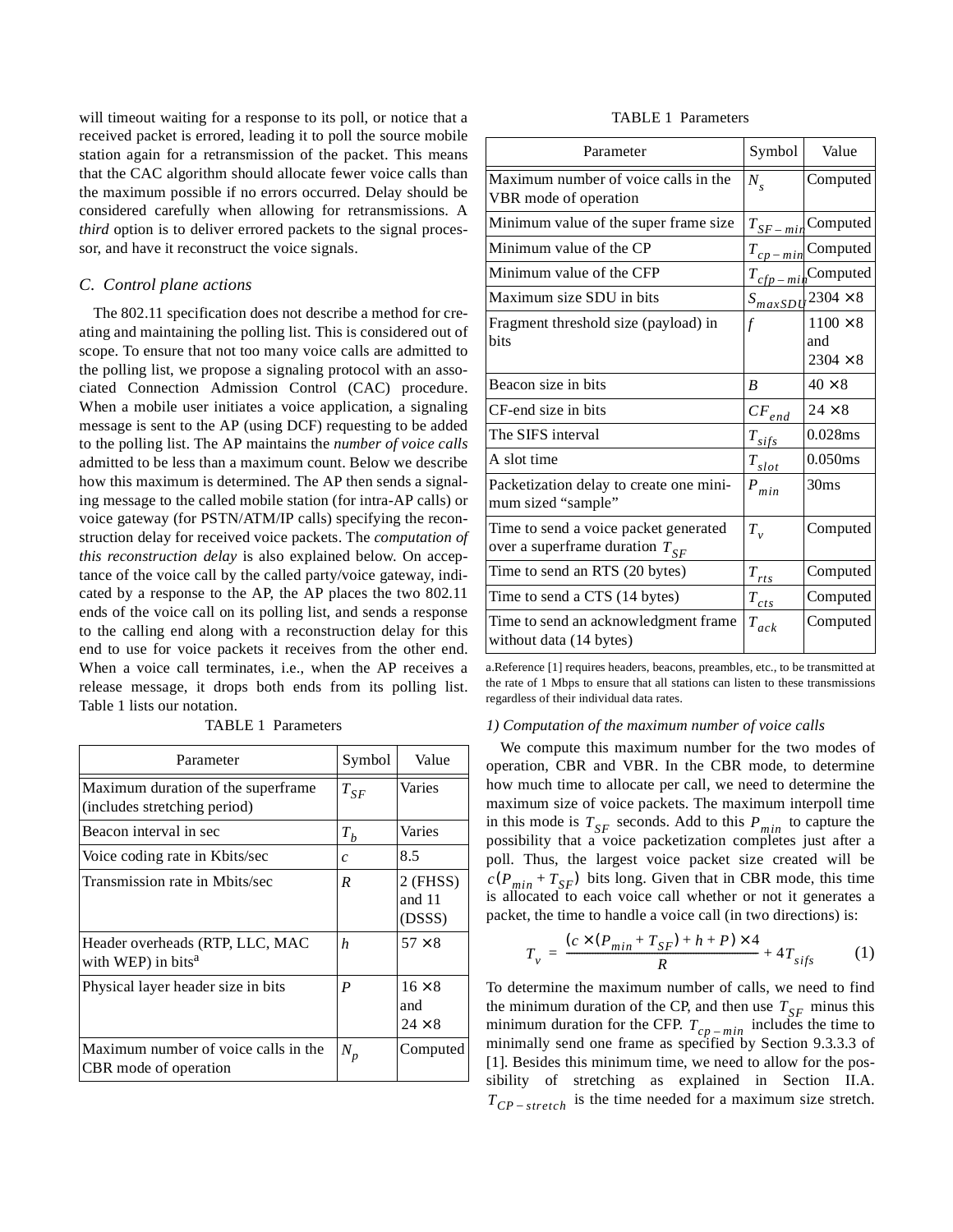will timeout waiting for a response to its poll, or notice that a received packet is errored, leading it to poll the source mobile station again for a retransmission of the packet. This means that the CAC algorithm should allocate fewer voice calls than the maximum possible if no errors occurred. Delay should be considered carefully when allowing for retransmissions. A *third* option is to deliver errored packets to the signal processor, and have it reconstruct the voice signals.

### C. Control plane actions

The 802.11 specification does not describe a method for creating and maintaining the polling list. This is considered out of scope. To ensure that not too many voice calls are admitted to the polling list, we propose a signaling protocol with an associated Connection Admission Control (CAC) procedure. When a mobile user initiates a voice application, a signaling message is sent to the AP (using DCF) requesting to be added to the polling list. The AP maintains the *number of voice calls* admitted to be less than a maximum count. Below we describe how this maximum is determined. The AP then sends a signaling message to the called mobile station (for intra-AP calls) or voice gateway (for PSTN/ATM/IP calls) specifying the reconstruction delay for received voice packets. The *computation of this reconstruction delay* is also explained below. On acceptance of the voice call by the called party/voice gateway, indicated by a response to the AP, the AP places the two 802.11 ends of the voice call on its polling list, and sends a response to the calling end along with a reconstruction delay for this end to use for voice packets it receives from the other end. When a voice call terminates, i.e., when the AP receives a release message, it drops both ends from its polling list. Table 1 lists our notation.

TABLE 1 Parameters

| Parameter | Symbol | Value |
|---|---|---|
| Maximum duration of the superframe (includes stretching period) | $T_{SF}$ | Varies |
| Beacon interval in sec | $T_b$ | Varies |
| Voice coding rate in Kbits/sec | $c$ | 8.5 |
| Transmission rate in Mbits/sec | $R$ | 2 (FHSS) and 11 (DSSS) |
| Header overheads (RTP, LLC, MAC with WEP) in bits[a] | $h$ | $57 \times 8$ |
| Physical layer header size in bits | $P$ | $16 \times 8$ and $24 \times 8$ |
| Maximum number of voice calls in the CBR mode of operation | $N_p$ | Computed |
| Maximum number of voice calls in the VBR mode of operation | $N_s$ | Computed |
| Minimum value of the super frame size | $T_{SF-min}$ | Computed |
| Minimum value of the CP | $T_{cp-min}$ | Computed |
| Minimum value of the CFP | $T_{cfp-min}$ | Computed |
| Maximum size SDU in bits | $S_{maxSDU}$ | $2304 \times 8$ |
| Fragment threshold size (payload) in bits | $f$ | $1100 \times 8$ and $2304 \times 8$ |
| Beacon size in bits | $B$ | $40 \times 8$ |
| CF-end size in bits | $CF_{end}$ | $24 \times 8$ |
| The SIFS interval | $T_{sifs}$ | 0.028ms |
| A slot time | $T_{slot}$ | 0.050ms |
| Packetization delay to create one minimum sized "sample" | $P_{min}$ | 30ms |
| Time to send a voice packet generated over a superframe duration $T_{SF}$ | $T_v$ | Computed |
| Time to send an RTS (20 bytes) | $T_{rts}$ | Computed |
| Time to send a CTS (14 bytes) | $T_{cts}$ | Computed |
| Time to send an acknowledgment frame without data (14 bytes) | $T_{ack}$ | Computed |

a. Reference [1] requires headers, beacons, preambles, etc., to be transmitted at the rate of 1 Mbps to ensure that all stations can listen to these transmissions regardless of their individual data rates.

#### 1) Computation of the maximum number of voice calls

We compute this maximum number for the two modes of operation, CBR and VBR. In the CBR mode, to determine how much time to allocate per call, we need to determine the maximum size of voice packets. The maximum interpoll time in this mode is $T_{SF}$ seconds. Add to this $P_{min}$ to capture the possibility that a voice packetization completes just after a poll. Thus, the largest voice packet size created will be $c(P_{min} + T_{SF})$ bits long. Given that in CBR mode, this time is allocated to each voice call whether or not it generates a packet, the time to handle a voice call (in two directions) is:

$$T_v = \frac{(c \times (P_{min} + T_{SF}) + h + P) \times 4}{R} + 4T_{sifs} \qquad (1)$$

To determine the maximum number of calls, we need to find the minimum duration of the CP, and then use $T_{SF}$ minus this minimum duration for the CFP. $T_{cp-min}$ includes the time to minimally send one frame as specified by Section 9.3.3.3 of [1]. Besides this minimum time, we need to allow for the possibility of stretching as explained in Section II.A. $T_{CP-stretch}$ is the time needed for a maximum size stretch.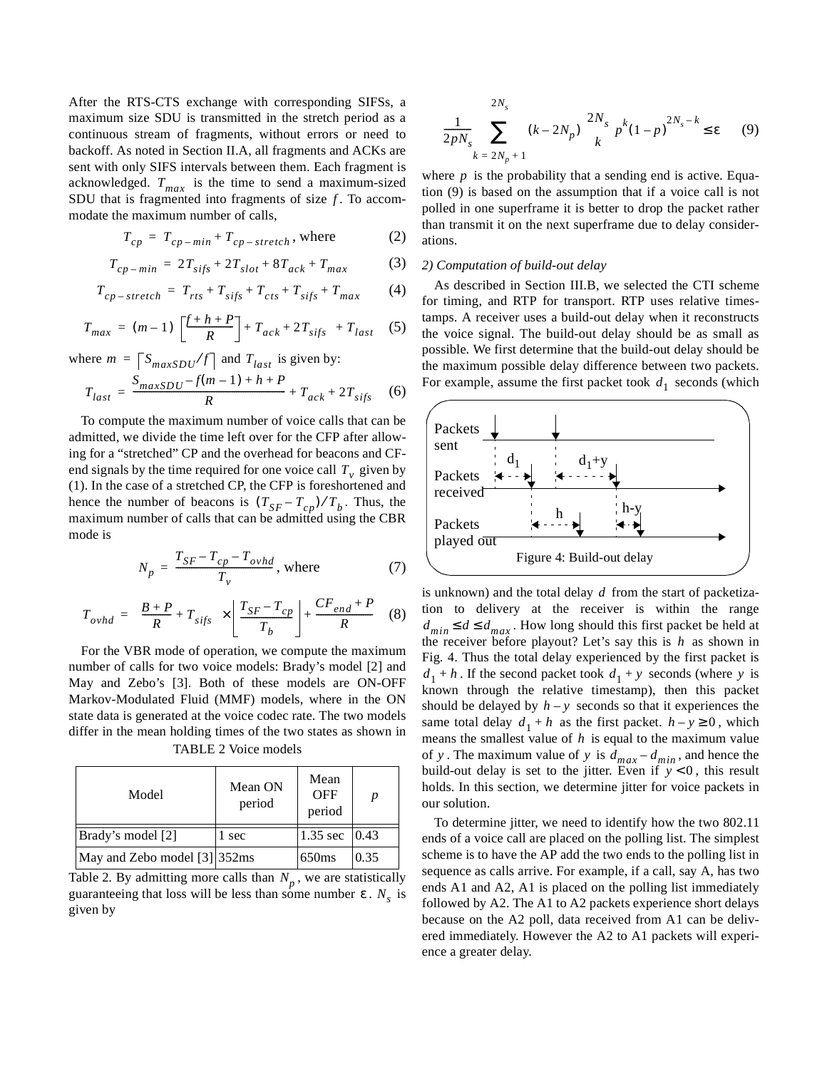After the RTS-CTS exchange with corresponding SIFSs, a maximum size SDU is transmitted in the stretch period as a continuous stream of fragments, without errors or need to backoff. As noted in Section II.A, all fragments and ACKs are sent with only SIFS intervals between them. Each fragment is acknowledged. $T_{max}$ is the time to send a maximum-sized SDU that is fragmented into fragments of size $f$. To accommodate the maximum number of calls,

$$T_{cp} = T_{cp-min} + T_{cp-stretch}\text{, where} \tag{2}$$

$$T_{cp-min} = 2T_{sifs} + 2T_{slot} + 8T_{ack} + T_{max} \tag{3}$$

$$T_{cp-stretch} = T_{rts} + T_{sifs} + T_{cts} + T_{sifs} + T_{max} \tag{4}$$

$$T_{max} = (m-1)\left(\left\lceil\frac{f+h+P}{R}\right\rceil + T_{ack} + 2T_{sifs}\right) + T_{last} \tag{5}$$

where $m = \lceil S_{maxSDU}/f \rceil$ and $T_{last}$ is given by:

$$T_{last} = \frac{S_{maxSDU} - f(m-1) + h + P}{R} + T_{ack} + 2T_{sifs} \tag{6}$$

To compute the maximum number of voice calls that can be admitted, we divide the time left over for the CFP after allowing for a "stretched" CP and the overhead for beacons and CF-end signals by the time required for one voice call $T_v$ given by (1). In the case of a stretched CP, the CFP is foreshortened and hence the number of beacons is $(T_{SF} - T_{cp})/T_b$. Thus, the maximum number of calls that can be admitted using the CBR mode is

$$N_p = \frac{T_{SF} - T_{cp} - T_{ovhd}}{T_v}\text{, where} \tag{7}$$

$$T_{ovhd} = \left(\frac{B+P}{R} + T_{sifs}\right) \times \left\lfloor\frac{T_{SF} - T_{cp}}{T_b}\right\rfloor + \frac{CF_{end} + P}{R} \tag{8}$$

For the VBR mode of operation, we compute the maximum number of calls for two voice models: Brady's model [2] and May and Zebo's [3]. Both of these models are ON-OFF Markov-Modulated Fluid (MMF) models, where in the ON state data is generated at the voice codec rate. The two models differ in the mean holding times of the two states as shown in Table 2. By admitting more calls than $N_p$, we are statistically guaranteeing that loss will be less than some number $\varepsilon$. $N_s$ is given by

TABLE 2 Voice models

| Model | Mean ON period | Mean OFF period | $p$ |
|---|---|---|---|
| Brady's model [2] | 1 sec | 1.35 sec | 0.43 |
| May and Zebo model [3] | 352ms | 650ms | 0.35 |

$$\frac{1}{2pN_s} \sum_{k=2N_p+1}^{2N_s} (k - 2N_p) \binom{2N_s}{k} p^k (1-p)^{2N_s - k} \leq \varepsilon \tag{9}$$

where $p$ is the probability that a sending end is active. Equation (9) is based on the assumption that if a voice call is not polled in one superframe it is better to drop the packet rather than transmit it on the next superframe due to delay considerations.

*2) Computation of build-out delay*

As described in Section III.B, we selected the CTI scheme for timing, and RTP for transport. RTP uses relative timestamps. A receiver uses a build-out delay when it reconstructs the voice signal. The build-out delay should be as small as possible. We first determine that the build-out delay should be the maximum possible delay difference between two packets. For example, assume the first packet took $d_1$ seconds (which is unknown) and the total delay $d$ from the start of packetization to delivery at the receiver is within the range $d_{min} \leq d \leq d_{max}$. How long should this first packet be held at the receiver before playout? Let's say this is $h$ as shown in Fig. 4. Thus the total delay experienced by the first packet is $d_1 + h$. If the second packet took $d_1 + y$ seconds (where $y$ is known through the relative timestamp), then this packet should be delayed by $h - y$ seconds so that it experiences the same total delay $d_1 + h$ as the first packet. $h - y \geq 0$, which means the smallest value of $h$ is equal to the maximum value of $y$. The maximum value of $y$ is $d_{max} - d_{min}$, and hence the build-out delay is set to the jitter. Even if $y < 0$, this result holds. In this section, we determine jitter for voice packets in our solution.

Figure 4: Build-out delay

To determine jitter, we need to identify how the two 802.11 ends of a voice call are placed on the polling list. The simplest scheme is to have the AP add the two ends to the polling list in sequence as calls arrive. For example, if a call, say A, has two ends A1 and A2, A1 is placed on the polling list immediately followed by A2. The A1 to A2 packets experience short delays because on the A2 poll, data received from A1 can be delivered immediately. However the A2 to A1 packets will experience a greater delay.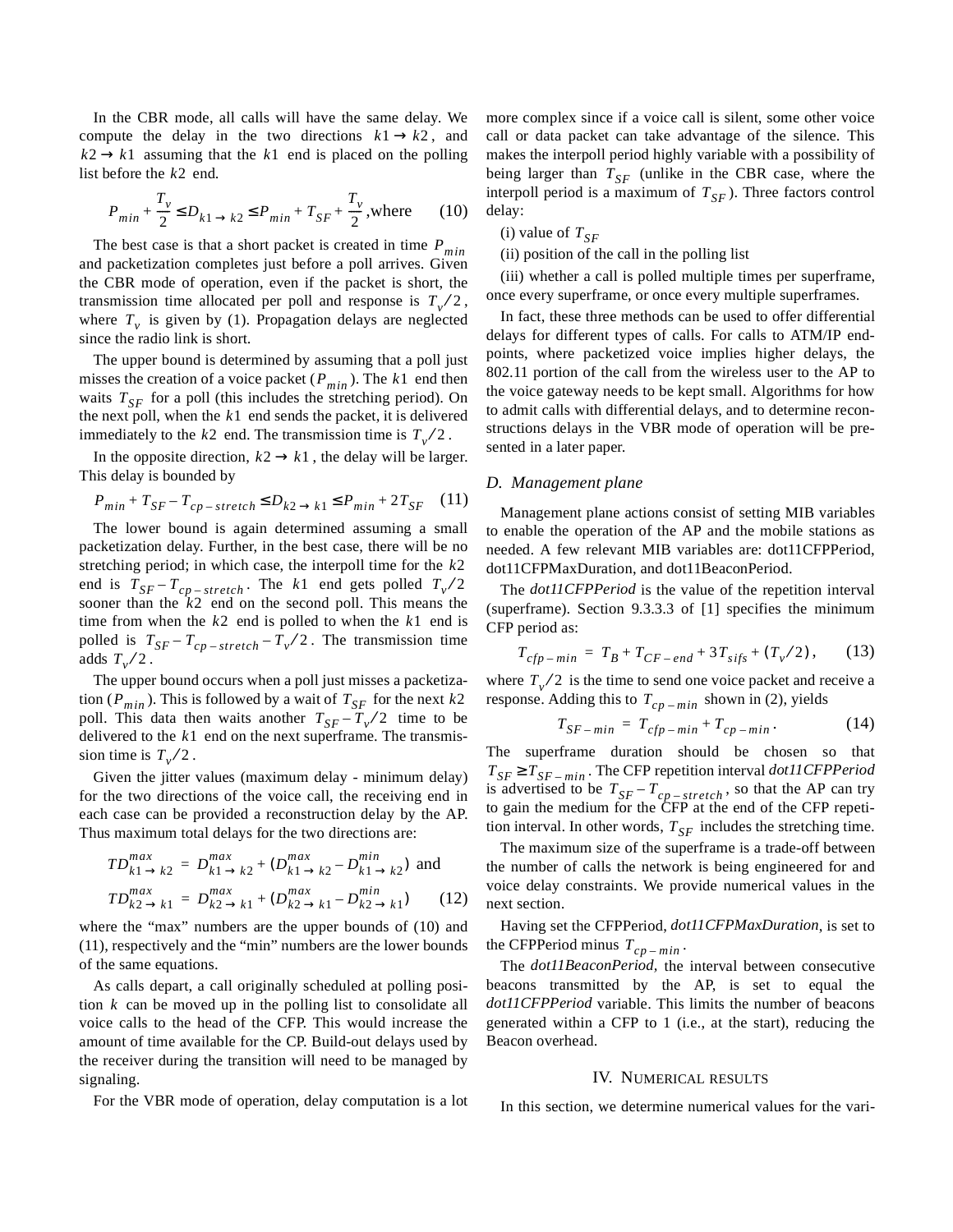In the CBR mode, all calls will have the same delay. We compute the delay in the two directions $k1 \to k2$, and $k2 \to k1$ assuming that the $k1$ end is placed on the polling list before the $k2$ end.

$$P_{min} + \frac{T_v}{2} \le D_{k1 \to k2} \le P_{min} + T_{SF} + \frac{T_v}{2}\text{, where} \qquad (10)$$

The best case is that a short packet is created in time $P_{min}$ and packetization completes just before a poll arrives. Given the CBR mode of operation, even if the packet is short, the transmission time allocated per poll and response is $T_v/2$, where $T_v$ is given by (1). Propagation delays are neglected since the radio link is short.

The upper bound is determined by assuming that a poll just misses the creation of a voice packet ($P_{min}$). The $k1$ end then waits $T_{SF}$ for a poll (this includes the stretching period). On the next poll, when the $k1$ end sends the packet, it is delivered immediately to the $k2$ end. The transmission time is $T_v/2$.

In the opposite direction, $k2 \to k1$, the delay will be larger. This delay is bounded by

$$P_{min} + T_{SF} - T_{cp-stretch} \le D_{k2 \to k1} \le P_{min} + 2T_{SF} \qquad (11)$$

The lower bound is again determined assuming a small packetization delay. Further, in the best case, there will be no stretching period; in which case, the interpoll time for the $k2$ end is $T_{SF} - T_{cp-stretch}$. The $k1$ end gets polled $T_v/2$ sooner than the $k2$ end on the second poll. This means the time from when the $k2$ end is polled to when the $k1$ end is polled is $T_{SF} - T_{cp-stretch} - T_v/2$. The transmission time adds $T_v/2$.

The upper bound occurs when a poll just misses a packetization ($P_{min}$). This is followed by a wait of $T_{SF}$ for the next $k2$ poll. This data then waits another $T_{SF} - T_v/2$ time to be delivered to the $k1$ end on the next superframe. The transmission time is $T_v/2$.

Given the jitter values (maximum delay - minimum delay) for the two directions of the voice call, the receiving end in each case can be provided a reconstruction delay by the AP. Thus maximum total delays for the two directions are:

$$TD^{max}_{k1 \to k2} = D^{max}_{k1 \to k2} + (D^{max}_{k1 \to k2} - D^{min}_{k1 \to k2}) \text{ and}$$

$$TD^{max}_{k2 \to k1} = D^{max}_{k2 \to k1} + (D^{max}_{k2 \to k1} - D^{min}_{k2 \to k1}) \qquad (12)$$

where the "max" numbers are the upper bounds of (10) and (11), respectively and the "min" numbers are the lower bounds of the same equations.

As calls depart, a call originally scheduled at polling position $k$ can be moved up in the polling list to consolidate all voice calls to the head of the CFP. This would increase the amount of time available for the CP. Build-out delays used by the receiver during the transition will need to be managed by signaling.

For the VBR mode of operation, delay computation is a lot more complex since if a voice call is silent, some other voice call or data packet can take advantage of the silence. This makes the interpoll period highly variable with a possibility of being larger than $T_{SF}$ (unlike in the CBR case, where the interpoll period is a maximum of $T_{SF}$). Three factors control delay:

(i) value of $T_{SF}$

(ii) position of the call in the polling list

(iii) whether a call is polled multiple times per superframe, once every superframe, or once every multiple superframes.

In fact, these three methods can be used to offer differential delays for different types of calls. For calls to ATM/IP endpoints, where packetized voice implies higher delays, the 802.11 portion of the call from the wireless user to the AP to the voice gateway needs to be kept small. Algorithms for how to admit calls with differential delays, and to determine reconstructions delays in the VBR mode of operation will be presented in a later paper.

### *D. Management plane*

Management plane actions consist of setting MIB variables to enable the operation of the AP and the mobile stations as needed. A few relevant MIB variables are: dot11CFPPeriod, dot11CFPMaxDuration, and dot11BeaconPeriod.

The *dot11CFPPeriod* is the value of the repetition interval (superframe). Section 9.3.3.3 of [1] specifies the minimum CFP period as:

$$T_{cfp-min} = T_B + T_{CF-end} + 3T_{sifs} + (T_v/2), \qquad (13)$$

where $T_v/2$ is the time to send one voice packet and receive a response. Adding this to $T_{cp-min}$ shown in (2), yields

$$T_{SF-min} = T_{cfp-min} + T_{cp-min}. \qquad (14)$$

The superframe duration should be chosen so that $T_{SF} \ge T_{SF-min}$. The CFP repetition interval *dot11CFPPeriod* is advertised to be $T_{SF} - T_{cp-stretch}$, so that the AP can try to gain the medium for the CFP at the end of the CFP repetition interval. In other words, $T_{SF}$ includes the stretching time.

The maximum size of the superframe is a trade-off between the number of calls the network is being engineered for and voice delay constraints. We provide numerical values in the next section.

Having set the CFPPeriod, *dot11CFPMaxDuration,* is set to the CFPPeriod minus $T_{cp-min}$.

The *dot11BeaconPeriod,* the interval between consecutive beacons transmitted by the AP, is set to equal the *dot11CFPPeriod* variable. This limits the number of beacons generated within a CFP to 1 (i.e., at the start), reducing the Beacon overhead.

## IV. NUMERICAL RESULTS

In this section, we determine numerical values for the vari-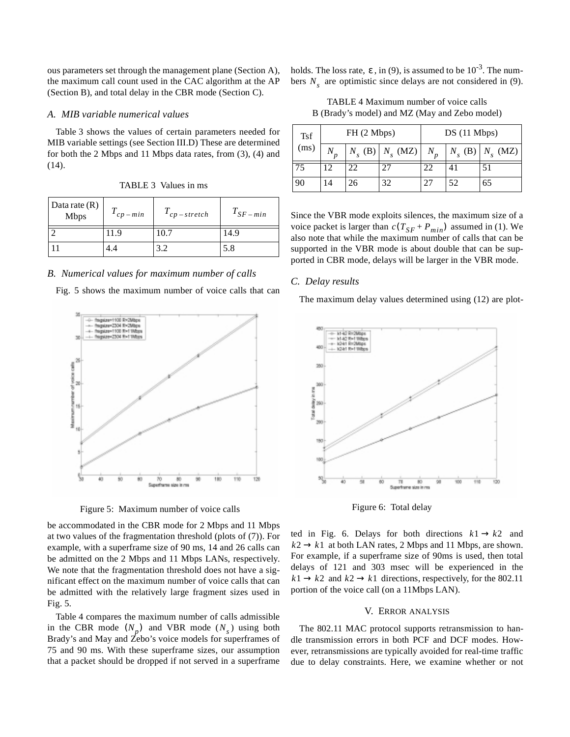ous parameters set through the management plane (Section A), the maximum call count used in the CAC algorithm at the AP (Section B), and total delay in the CBR mode (Section C).

### A. MIB variable numerical values

Table 3 shows the values of certain parameters needed for MIB variable settings (see Section III.D) These are determined for both the 2 Mbps and 11 Mbps data rates, from (3), (4) and (14).

TABLE 3 Values in ms

| Data rate (R) Mbps | $T_{cp-min}$ | $T_{cp-stretch}$ | $T_{SF-min}$ |
|---|---|---|---|
| 2 | 11.9 | 10.7 | 14.9 |
| 11 | 4.4 | 3.2 | 5.8 |

### B. Numerical values for maximum number of calls

Fig. 5 shows the maximum number of voice calls that can be accommodated in the CBR mode for 2 Mbps and 11 Mbps at two values of the fragmentation threshold (plots of (7)). For example, with a superframe size of 90 ms, 14 and 26 calls can be admitted on the 2 Mbps and 11 Mbps LANs, respectively. We note that the fragmentation threshold does not have a significant effect on the maximum number of voice calls that can be admitted with the relatively large fragment sizes used in Fig. 5.

Figure 5: Maximum number of voice calls

Table 4 compares the maximum number of calls admissible in the CBR mode $(N_p)$ and VBR mode $(N_s)$ using both Brady's and May and Zebo's voice models for superframes of 75 and 90 ms. With these superframe sizes, our assumption that a packet should be dropped if not served in a superframe holds. The loss rate, $\varepsilon$, in (9), is assumed to be $10^{-3}$. The numbers $N_s$ are optimistic since delays are not considered in (9).

TABLE 4 Maximum number of voice calls B (Brady's model) and MZ (May and Zebo model)

| Tsf (ms) | FH (2 Mbps) | | | DS (11 Mbps) | | |
|---|---|---|---|---|---|---|
| | $N_p$ | $N_s$ (B) | $N_s$ (MZ) | $N_p$ | $N_s$ (B) | $N_s$ (MZ) |
| 75 | 12 | 22 | 27 | 22 | 41 | 51 |
| 90 | 14 | 26 | 32 | 27 | 52 | 65 |

Since the VBR mode exploits silences, the maximum size of a voice packet is larger than $c(T_{SF} + P_{min})$ assumed in (1). We also note that while the maximum number of calls that can be supported in the VBR mode is about double that can be supported in CBR mode, delays will be larger in the VBR mode.

### C. Delay results

The maximum delay values determined using (12) are plotted in Fig. 6. Delays for both directions $k1 \rightarrow k2$ and $k2 \rightarrow k1$ at both LAN rates, 2 Mbps and 11 Mbps, are shown. For example, if a superframe size of 90ms is used, then total delays of 121 and 303 msec will be experienced in the $k1 \rightarrow k2$ and $k2 \rightarrow k1$ directions, respectively, for the 802.11 portion of the voice call (on a 11Mbps LAN).

Figure 6: Total delay

## V. Error analysis

The 802.11 MAC protocol supports retransmission to handle transmission errors in both PCF and DCF modes. However, retransmissions are typically avoided for real-time traffic due to delay constraints. Here, we examine whether or not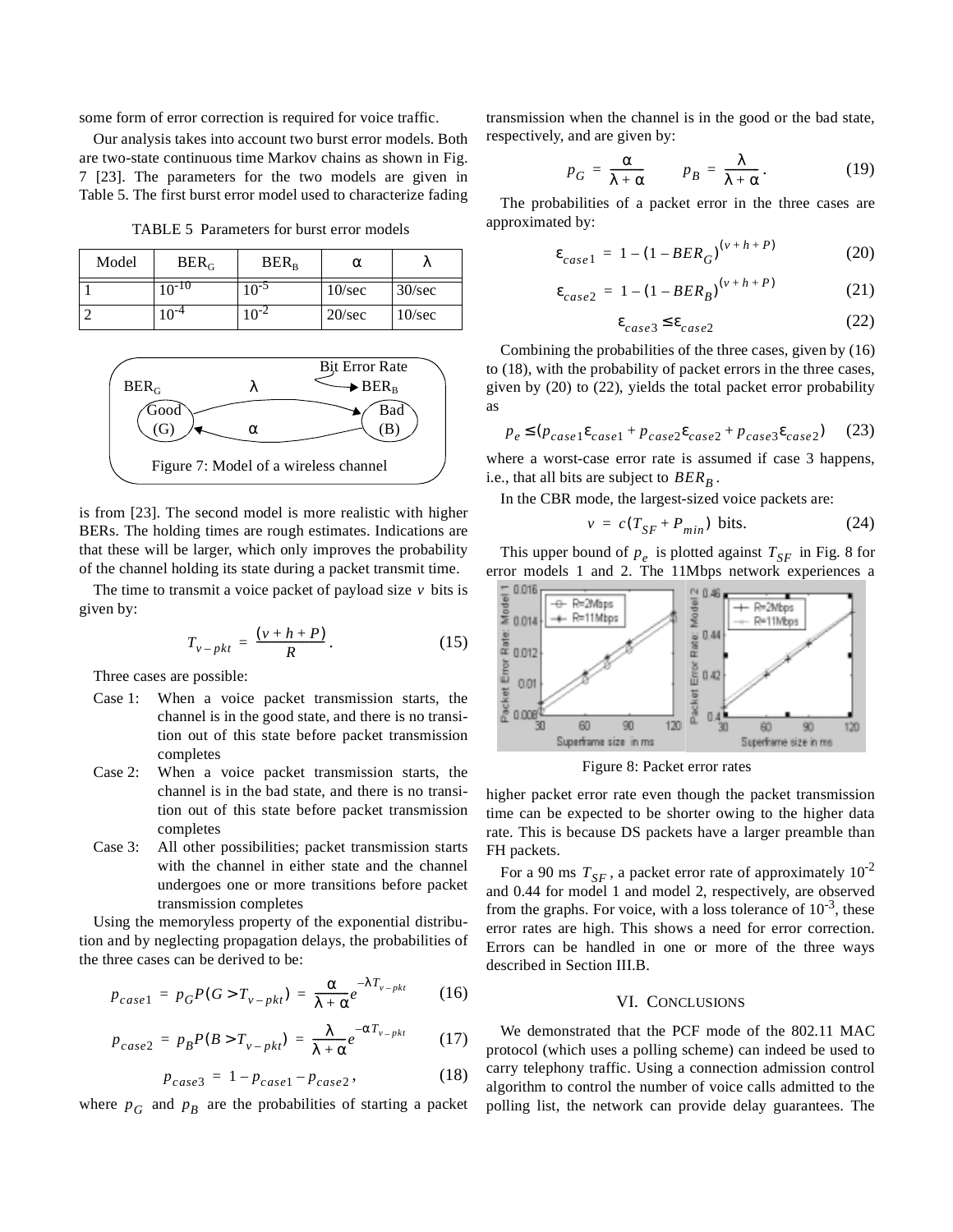some form of error correction is required for voice traffic.

Our analysis takes into account two burst error models. Both are two-state continuous time Markov chains as shown in Fig. 7 [23]. The parameters for the two models are given in Table 5. The first burst error model used to characterize fading is from [23]. The second model is more realistic with higher BERs. The holding times are rough estimates. Indications are that these will be larger, which only improves the probability of the channel holding its state during a packet transmit time.

TABLE 5 Parameters for burst error models

| Model | $BER_G$ | $BER_B$ | $\alpha$ | $\lambda$ |
|---|---|---|---|---|
| 1 | $10^{-10}$ | $10^{-5}$ | 10/sec | 30/sec |
| 2 | $10^{-4}$ | $10^{-2}$ | 20/sec | 10/sec |

Figure 7: Model of a wireless channel

The time to transmit a voice packet of payload size $v$ bits is given by:

$$T_{v-pkt} = \frac{(v+h+P)}{R}. \tag{15}$$

Three cases are possible:

- Case 1: When a voice packet transmission starts, the channel is in the good state, and there is no transition out of this state before packet transmission completes
- Case 2: When a voice packet transmission starts, the channel is in the bad state, and there is no transition out of this state before packet transmission completes
- Case 3: All other possibilities; packet transmission starts with the channel in either state and the channel undergoes one or more transitions before packet transmission completes

Using the memoryless property of the exponential distribution and by neglecting propagation delays, the probabilities of the three cases can be derived to be:

$$p_{case1} = p_G P(G > T_{v-pkt}) = \frac{\alpha}{\lambda+\alpha} e^{-\lambda T_{v-pkt}} \tag{16}$$

$$p_{case2} = p_B P(B > T_{v-pkt}) = \frac{\lambda}{\lambda+\alpha} e^{-\alpha T_{v-pkt}} \tag{17}$$

$$p_{case3} = 1 - p_{case1} - p_{case2}, \tag{18}$$

where $p_G$ and $p_B$ are the probabilities of starting a packet transmission when the channel is in the good or the bad state, respectively, and are given by:

$$p_G = \frac{\alpha}{\lambda+\alpha} \qquad p_B = \frac{\lambda}{\lambda+\alpha}. \tag{19}$$

The probabilities of a packet error in the three cases are approximated by:

$$\varepsilon_{case1} = 1 - (1 - BER_G)^{(v+h+P)} \tag{20}$$

$$\varepsilon_{case2} = 1 - (1 - BER_B)^{(v+h+P)} \tag{21}$$

$$\varepsilon_{case3} \le \varepsilon_{case2} \tag{22}$$

Combining the probabilities of the three cases, given by (16) to (18), with the probability of packet errors in the three cases, given by (20) to (22), yields the total packet error probability as

$$p_e \le (p_{case1}\varepsilon_{case1} + p_{case2}\varepsilon_{case2} + p_{case3}\varepsilon_{case2}) \tag{23}$$

where a worst-case error rate is assumed if case 3 happens, i.e., that all bits are subject to $BER_B$.

In the CBR mode, the largest-sized voice packets are:

$$v = c(T_{SF} + P_{min}) \text{ bits.} \tag{24}$$

This upper bound of $p_e$ is plotted against $T_{SF}$ in Fig. 8 for error models 1 and 2. The 11Mbps network experiences a higher packet error rate even though the packet transmission time can be expected to be shorter owing to the higher data rate. This is because DS packets have a larger preamble than FH packets.

Figure 8: Packet error rates

For a 90 ms $T_{SF}$, a packet error rate of approximately $10^{-2}$ and 0.44 for model 1 and model 2, respectively, are observed from the graphs. For voice, with a loss tolerance of $10^{-3}$, these error rates are high. This shows a need for error correction. Errors can be handled in one or more of the three ways described in Section III.B.

## VI. Conclusions

We demonstrated that the PCF mode of the 802.11 MAC protocol (which uses a polling scheme) can indeed be used to carry telephony traffic. Using a connection admission control algorithm to control the number of voice calls admitted to the polling list, the network can provide delay guarantees. The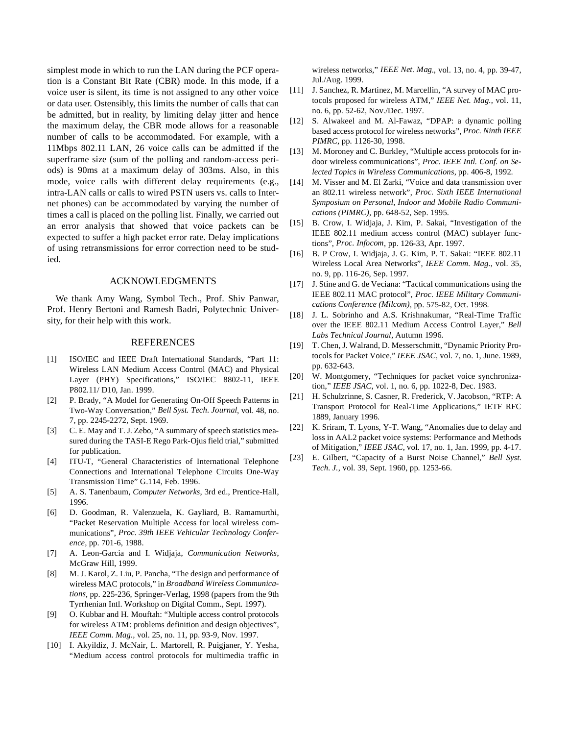simplest mode in which to run the LAN during the PCF operation is a Constant Bit Rate (CBR) mode. In this mode, if a voice user is silent, its time is not assigned to any other voice or data user. Ostensibly, this limits the number of calls that can be admitted, but in reality, by limiting delay jitter and hence the maximum delay, the CBR mode allows for a reasonable number of calls to be accommodated. For example, with a 11Mbps 802.11 LAN, 26 voice calls can be admitted if the superframe size (sum of the polling and random-access periods) is 90ms at a maximum delay of 303ms. Also, in this mode, voice calls with different delay requirements (e.g., intra-LAN calls or calls to wired PSTN users vs. calls to Internet phones) can be accommodated by varying the number of times a call is placed on the polling list. Finally, we carried out an error analysis that showed that voice packets can be expected to suffer a high packet error rate. Delay implications of using retransmissions for error correction need to be studied.

## ACKNOWLEDGMENTS

We thank Amy Wang, Symbol Tech., Prof. Shiv Panwar, Prof. Henry Bertoni and Ramesh Badri, Polytechnic University, for their help with this work.

## REFERENCES

[1] ISO/IEC and IEEE Draft International Standards, "Part 11: Wireless LAN Medium Access Control (MAC) and Physical Layer (PHY) Specifications," ISO/IEC 8802-11, IEEE P802.11/ D10, Jan. 1999.

[2] P. Brady, "A Model for Generating On-Off Speech Patterns in Two-Way Conversation," *Bell Syst. Tech. Journal*, vol. 48, no. 7, pp. 2245-2272, Sept. 1969.

[3] C. E. May and T. J. Zebo, "A summary of speech statistics measured during the TASI-E Rego Park-Ojus field trial," submitted for publication.

[4] ITU-T, "General Characteristics of International Telephone Connections and International Telephone Circuits One-Way Transmission Time" G.114, Feb. 1996.

[5] A. S. Tanenbaum, *Computer Networks*, 3rd ed., Prentice-Hall, 1996.

[6] D. Goodman, R. Valenzuela, K. Gayliard, B. Ramamurthi, "Packet Reservation Multiple Access for local wireless communications", *Proc. 39th IEEE Vehicular Technology Conference*, pp. 701-6, 1988.

[7] A. Leon-Garcia and I. Widjaja, *Communication Networks*, McGraw Hill, 1999.

[8] M. J. Karol, Z. Liu, P. Pancha, "The design and performance of wireless MAC protocols," in *Broadband Wireless Communications*, pp. 225-236, Springer-Verlag, 1998 (papers from the 9th Tyrrhenian Intl. Workshop on Digital Comm., Sept. 1997).

[9] O. Kubbar and H. Mouftah: "Multiple access control protocols for wireless ATM: problems definition and design objectives", *IEEE Comm. Mag.*, vol. 25, no. 11, pp. 93-9, Nov. 1997.

[10] I. Akyildiz, J. McNair, L. Martorell, R. Puigjaner, Y. Yesha, "Medium access control protocols for multimedia traffic in wireless networks," *IEEE Net. Mag.*, vol. 13, no. 4, pp. 39-47, Jul./Aug. 1999.

[11] J. Sanchez, R. Martinez, M. Marcellin, "A survey of MAC protocols proposed for wireless ATM," *IEEE Net. Mag.*, vol. 11, no. 6, pp. 52-62, Nov./Dec. 1997.

[12] S. Alwakeel and M. Al-Fawaz, "DPAP: a dynamic polling based access protocol for wireless networks", *Proc. Ninth IEEE PIMRC*, pp. 1126-30, 1998.

[13] M. Moroney and C. Burkley, "Multiple access protocols for indoor wireless communications", *Proc. IEEE Intl. Conf. on Selected Topics in Wireless Communications*, pp. 406-8, 1992.

[14] M. Visser and M. El Zarki, "Voice and data transmission over an 802.11 wireless network", *Proc. Sixth IEEE International Symposium on Personal, Indoor and Mobile Radio Communications (PIMRC)*, pp. 648-52, Sep. 1995.

[15] B. Crow, I. Widjaja, J. Kim, P. Sakai, "Investigation of the IEEE 802.11 medium access control (MAC) sublayer functions", *Proc. Infocom*, pp. 126-33, Apr. 1997.

[16] B. P Crow, I. Widjaja, J. G. Kim, P. T. Sakai: "IEEE 802.11 Wireless Local Area Networks", *IEEE Comm. Mag.*, vol. 35, no. 9, pp. 116-26, Sep. 1997.

[17] J. Stine and G. de Veciana: "Tactical communications using the IEEE 802.11 MAC protocol", *Proc. IEEE Military Communications Conference (Milcom)*, pp. 575-82, Oct. 1998.

[18] J. L. Sobrinho and A.S. Krishnakumar, "Real-Time Traffic over the IEEE 802.11 Medium Access Control Layer," *Bell Labs Technical Journal*, Autumn 1996.

[19] T. Chen, J. Walrand, D. Messerschmitt, "Dynamic Priority Protocols for Packet Voice," *IEEE JSAC*, vol. 7, no. 1, June. 1989, pp. 632-643.

[20] W. Montgomery, "Techniques for packet voice synchronization," *IEEE JSAC*, vol. 1, no. 6, pp. 1022-8, Dec. 1983.

[21] H. Schulzrinne, S. Casner, R. Frederick, V. Jacobson, "RTP: A Transport Protocol for Real-Time Applications," IETF RFC 1889, January 1996.

[22] K. Sriram, T. Lyons, Y-T. Wang, "Anomalies due to delay and loss in AAL2 packet voice systems: Performance and Methods of Mitigation," *IEEE JSAC*, vol. 17, no. 1, Jan. 1999, pp. 4-17.

[23] E. Gilbert, "Capacity of a Burst Noise Channel," *Bell Syst. Tech. J.*, vol. 39, Sept. 1960, pp. 1253-66.